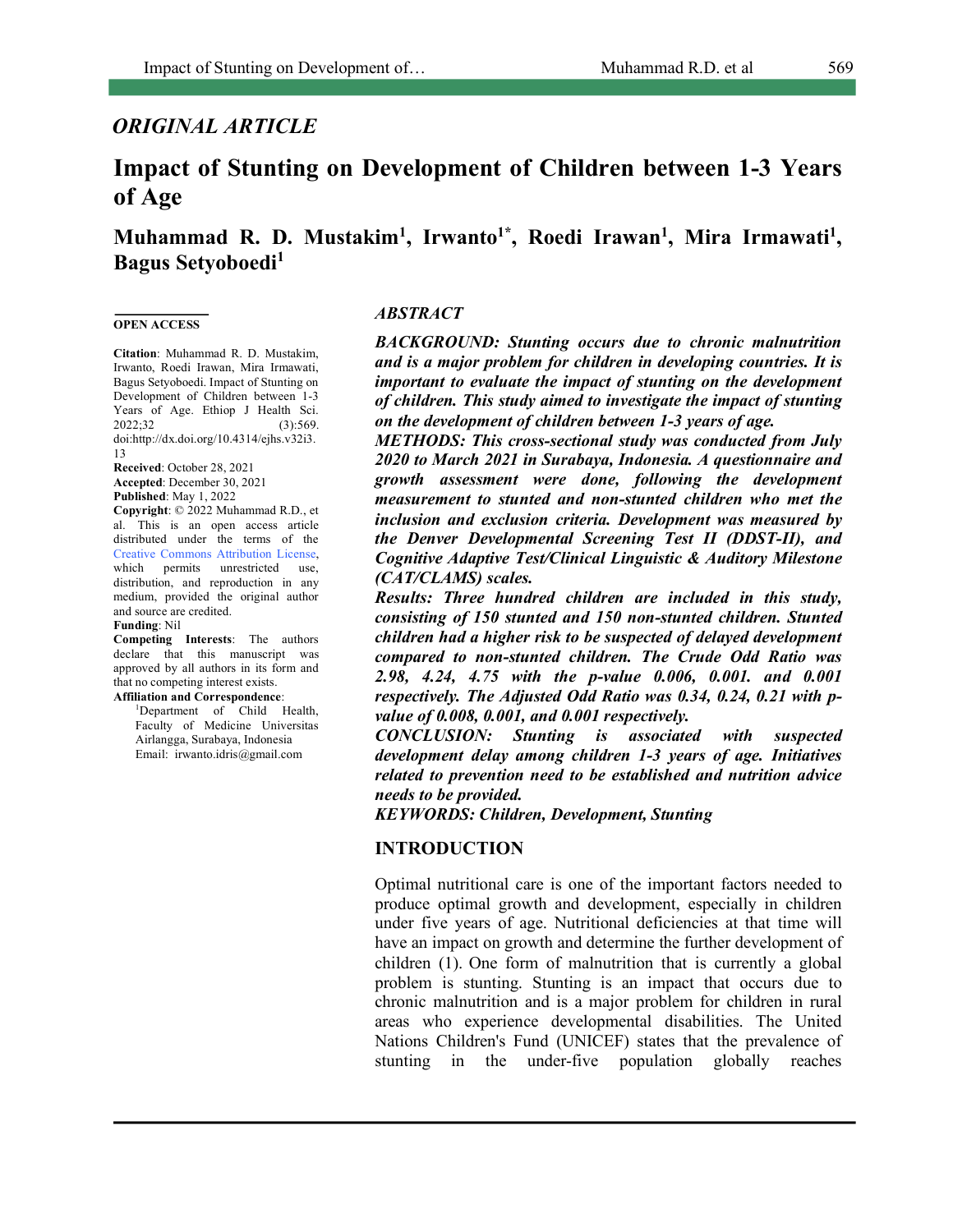*ORIGINAL ARTICLE*

# Impact of Stunting on Development of Children between 1-3 Years of Age

**Muhammad R. D. Mustakim[1], Irwanto[1*], Roedi Irawan[1], Mira Irmawati[1], Bagus Setyoboedi[1]**

**OPEN ACCESS**

**Citation**: Muhammad R. D. Mustakim, Irwanto, Roedi Irawan, Mira Irmawati, Bagus Setyoboedi. Impact of Stunting on Development of Children between 1-3 Years of Age. Ethiop J Health Sci. 2022;32 (3):569. doi:http://dx.doi.org/10.4314/ejhs.v32i3.13

**Received**: October 28, 2021

**Accepted**: December 30, 2021

**Published**: May 1, 2022

**Copyright**: © 2022 Muhammad R.D., et al. This is an open access article distributed under the terms of the Creative Commons Attribution License, which permits unrestricted use, distribution, and reproduction in any medium, provided the original author and source are credited.

**Funding**: Nil

**Competing Interests**: The authors declare that this manuscript was approved by all authors in its form and that no competing interest exists.

**Affiliation and Correspondence**:

[1]Department of Child Health, Faculty of Medicine Universitas Airlangga, Surabaya, Indonesia

Email: irwanto.idris@gmail.com

## *ABSTRACT*

***BACKGROUND: Stunting occurs due to chronic malnutrition and is a major problem for children in developing countries. It is important to evaluate the impact of stunting on the development of children. This study aimed to investigate the impact of stunting on the development of children between 1-3 years of age.***

***METHODS: This cross-sectional study was conducted from July 2020 to March 2021 in Surabaya, Indonesia. A questionnaire and growth assessment were done, following the development measurement to stunted and non-stunted children who met the inclusion and exclusion criteria. Development was measured by the Denver Developmental Screening Test II (DDST-II), and Cognitive Adaptive Test/Clinical Linguistic & Auditory Milestone (CAT/CLAMS) scales.***

***Results: Three hundred children are included in this study, consisting of 150 stunted and 150 non-stunted children. Stunted children had a higher risk to be suspected of delayed development compared to non-stunted children. The Crude Odd Ratio was 2.98, 4.24, 4.75 with the p-value 0.006, 0.001. and 0.001 respectively. The Adjusted Odd Ratio was 0.34, 0.24, 0.21 with p-value of 0.008, 0.001, and 0.001 respectively.***

***CONCLUSION: Stunting is associated with suspected development delay among children 1-3 years of age. Initiatives related to prevention need to be established and nutrition advice needs to be provided.***

***KEYWORDS: Children, Development, Stunting***

## INTRODUCTION

Optimal nutritional care is one of the important factors needed to produce optimal growth and development, especially in children under five years of age. Nutritional deficiencies at that time will have an impact on growth and determine the further development of children (1). One form of malnutrition that is currently a global problem is stunting. Stunting is an impact that occurs due to chronic malnutrition and is a major problem for children in rural areas who experience developmental disabilities. The United Nations Children's Fund (UNICEF) states that the prevalence of stunting in the under-five population globally reaches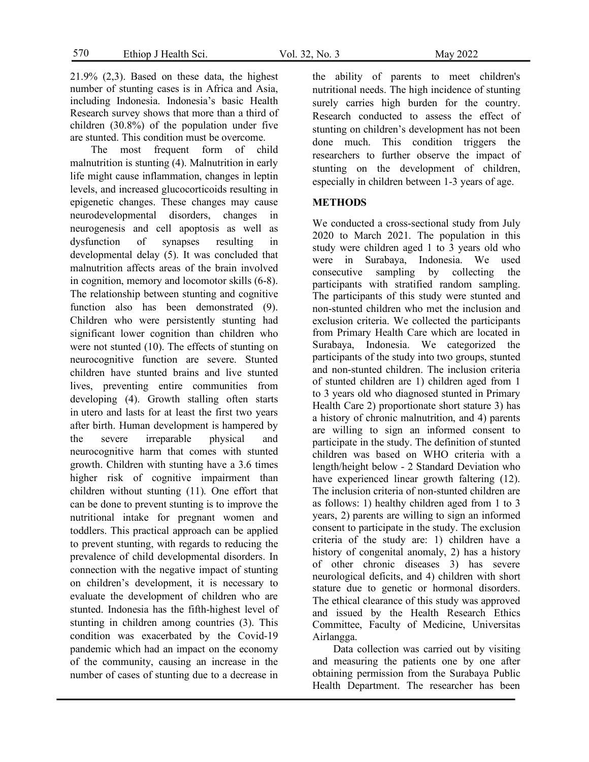21.9% (2,3). Based on these data, the highest number of stunting cases is in Africa and Asia, including Indonesia. Indonesia's basic Health Research survey shows that more than a third of children (30.8%) of the population under five are stunted. This condition must be overcome.

The most frequent form of child malnutrition is stunting (4). Malnutrition in early life might cause inflammation, changes in leptin levels, and increased glucocorticoids resulting in epigenetic changes. These changes may cause neurodevelopmental disorders, changes in neurogenesis and cell apoptosis as well as dysfunction of synapses resulting in developmental delay (5). It was concluded that malnutrition affects areas of the brain involved in cognition, memory and locomotor skills (6-8). The relationship between stunting and cognitive function also has been demonstrated (9). Children who were persistently stunting had significant lower cognition than children who were not stunted (10). The effects of stunting on neurocognitive function are severe. Stunted children have stunted brains and live stunted lives, preventing entire communities from developing (4). Growth stalling often starts in utero and lasts for at least the first two years after birth. Human development is hampered by the severe irreparable physical and neurocognitive harm that comes with stunted growth. Children with stunting have a 3.6 times higher risk of cognitive impairment than children without stunting (11). One effort that can be done to prevent stunting is to improve the nutritional intake for pregnant women and toddlers. This practical approach can be applied to prevent stunting, with regards to reducing the prevalence of child developmental disorders. In connection with the negative impact of stunting on children's development, it is necessary to evaluate the development of children who are stunted. Indonesia has the fifth-highest level of stunting in children among countries (3). This condition was exacerbated by the Covid-19 pandemic which had an impact on the economy of the community, causing an increase in the number of cases of stunting due to a decrease in the ability of parents to meet children's nutritional needs. The high incidence of stunting surely carries high burden for the country. Research conducted to assess the effect of stunting on children's development has not been done much. This condition triggers the researchers to further observe the impact of stunting on the development of children, especially in children between 1-3 years of age.

## METHODS

We conducted a cross-sectional study from July 2020 to March 2021. The population in this study were children aged 1 to 3 years old who were in Surabaya, Indonesia. We used consecutive sampling by collecting the participants with stratified random sampling. The participants of this study were stunted and non-stunted children who met the inclusion and exclusion criteria. We collected the participants from Primary Health Care which are located in Surabaya, Indonesia. We categorized the participants of the study into two groups, stunted and non-stunted children. The inclusion criteria of stunted children are 1) children aged from 1 to 3 years old who diagnosed stunted in Primary Health Care 2) proportionate short stature 3) has a history of chronic malnutrition, and 4) parents are willing to sign an informed consent to participate in the study. The definition of stunted children was based on WHO criteria with a length/height below - 2 Standard Deviation who have experienced linear growth faltering (12). The inclusion criteria of non-stunted children are as follows: 1) healthy children aged from 1 to 3 years, 2) parents are willing to sign an informed consent to participate in the study. The exclusion criteria of the study are: 1) children have a history of congenital anomaly, 2) has a history of other chronic diseases 3) has severe neurological deficits, and 4) children with short stature due to genetic or hormonal disorders. The ethical clearance of this study was approved and issued by the Health Research Ethics Committee, Faculty of Medicine, Universitas Airlangga.

Data collection was carried out by visiting and measuring the patients one by one after obtaining permission from the Surabaya Public Health Department. The researcher has been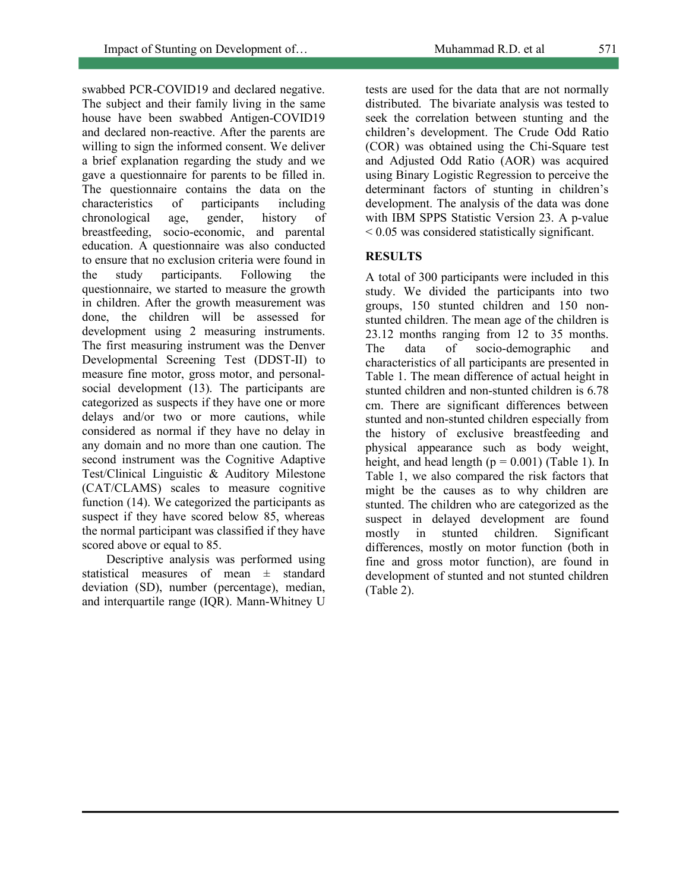swabbed PCR-COVID19 and declared negative. The subject and their family living in the same house have been swabbed Antigen-COVID19 and declared non-reactive. After the parents are willing to sign the informed consent. We deliver a brief explanation regarding the study and we gave a questionnaire for parents to be filled in. The questionnaire contains the data on the characteristics of participants including chronological age, gender, history of breastfeeding, socio-economic, and parental education. A questionnaire was also conducted to ensure that no exclusion criteria were found in the study participants. Following the questionnaire, we started to measure the growth in children. After the growth measurement was done, the children will be assessed for development using 2 measuring instruments. The first measuring instrument was the Denver Developmental Screening Test (DDST-II) to measure fine motor, gross motor, and personal-social development (13). The participants are categorized as suspects if they have one or more delays and/or two or more cautions, while considered as normal if they have no delay in any domain and no more than one caution. The second instrument was the Cognitive Adaptive Test/Clinical Linguistic & Auditory Milestone (CAT/CLAMS) scales to measure cognitive function (14). We categorized the participants as suspect if they have scored below 85, whereas the normal participant was classified if they have scored above or equal to 85.

Descriptive analysis was performed using statistical measures of mean ± standard deviation (SD), number (percentage), median, and interquartile range (IQR). Mann-Whitney U tests are used for the data that are not normally distributed. The bivariate analysis was tested to seek the correlation between stunting and the children's development. The Crude Odd Ratio (COR) was obtained using the Chi-Square test and Adjusted Odd Ratio (AOR) was acquired using Binary Logistic Regression to perceive the determinant factors of stunting in children's development. The analysis of the data was done with IBM SPPS Statistic Version 23. A p-value $< 0.05$ was considered statistically significant.

## RESULTS

A total of 300 participants were included in this study. We divided the participants into two groups, 150 stunted children and 150 non-stunted children. The mean age of the children is 23.12 months ranging from 12 to 35 months. The data of socio-demographic and characteristics of all participants are presented in Table 1. The mean difference of actual height in stunted children and non-stunted children is 6.78 cm. There are significant differences between stunted and non-stunted children especially from the history of exclusive breastfeeding and physical appearance such as body weight, height, and head length ($p = 0.001$) (Table 1). In Table 1, we also compared the risk factors that might be the causes as to why children are stunted. The children who are categorized as the suspect in delayed development are found mostly in stunted children. Significant differences, mostly on motor function (both in fine and gross motor function), are found in development of stunted and not stunted children (Table 2).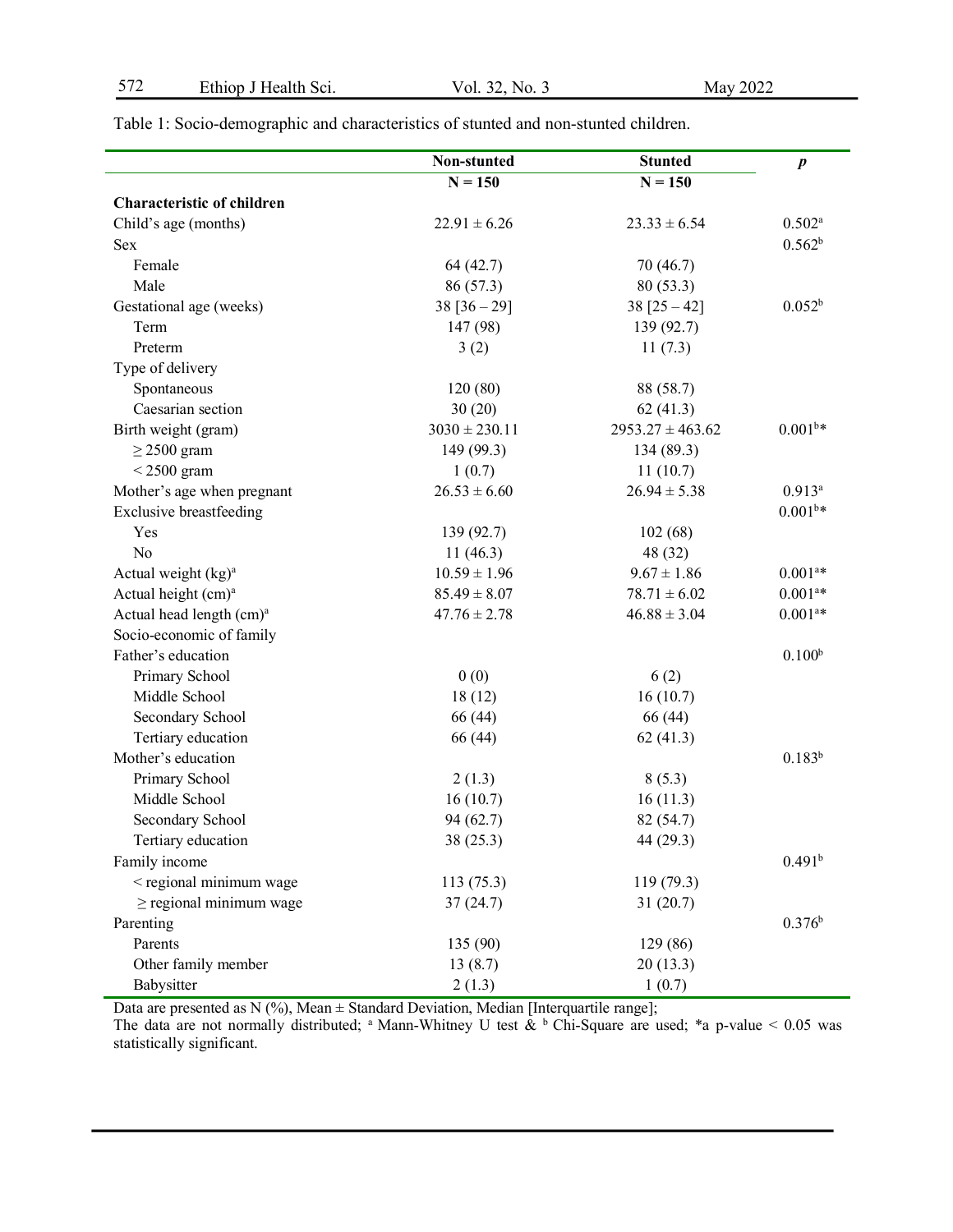Table 1: Socio-demographic and characteristics of stunted and non-stunted children.

| | Non-stunted N = 150 | Stunted N = 150 | *p* |
|---|---|---|---|
| **Characteristic of children** | | | |
| Child's age (months) | 22.91 ± 6.26 | 23.33 ± 6.54 | 0.502[a] |
| Sex | | | 0.562[b] |
| Female | 64 (42.7) | 70 (46.7) | |
| Male | 86 (57.3) | 80 (53.3) | |
| Gestational age (weeks) | 38 [36 – 29] | 38 [25 – 42] | 0.052[b] |
| Term | 147 (98) | 139 (92.7) | |
| Preterm | 3 (2) | 11 (7.3) | |
| Type of delivery | | | |
| Spontaneous | 120 (80) | 88 (58.7) | |
| Caesarian section | 30 (20) | 62 (41.3) | |
| Birth weight (gram) | 3030 ± 230.11 | 2953.27 ± 463.62 | 0.001[b]* |
| ≥ 2500 gram | 149 (99.3) | 134 (89.3) | |
| < 2500 gram | 1 (0.7) | 11 (10.7) | |
| Mother's age when pregnant | 26.53 ± 6.60 | 26.94 ± 5.38 | 0.913[a] |
| Exclusive breastfeeding | | | 0.001[b]* |
| Yes | 139 (92.7) | 102 (68) | |
| No | 11 (46.3) | 48 (32) | |
| Actual weight (kg)[a] | 10.59 ± 1.96 | 9.67 ± 1.86 | 0.001[a]* |
| Actual height (cm)[a] | 85.49 ± 8.07 | 78.71 ± 6.02 | 0.001[a]* |
| Actual head length (cm)[a] | 47.76 ± 2.78 | 46.88 ± 3.04 | 0.001[a]* |
| Socio-economic of family | | | |
| Father's education | | | 0.100[b] |
| Primary School | 0 (0) | 6 (2) | |
| Middle School | 18 (12) | 16 (10.7) | |
| Secondary School | 66 (44) | 66 (44) | |
| Tertiary education | 66 (44) | 62 (41.3) | |
| Mother's education | | | 0.183[b] |
| Primary School | 2 (1.3) | 8 (5.3) | |
| Middle School | 16 (10.7) | 16 (11.3) | |
| Secondary School | 94 (62.7) | 82 (54.7) | |
| Tertiary education | 38 (25.3) | 44 (29.3) | |
| Family income | | | 0.491[b] |
| < regional minimum wage | 113 (75.3) | 119 (79.3) | |
| ≥ regional minimum wage | 37 (24.7) | 31 (20.7) | |
| Parenting | | | 0.376[b] |
| Parents | 135 (90) | 129 (86) | |
| Other family member | 13 (8.7) | 20 (13.3) | |
| Babysitter | 2 (1.3) | 1 (0.7) | |

Data are presented as N (%), Mean ± Standard Deviation, Median [Interquartile range];
The data are not normally distributed; [a] Mann-Whitney U test & [b] Chi-Square are used; *a p-value < 0.05 was statistically significant.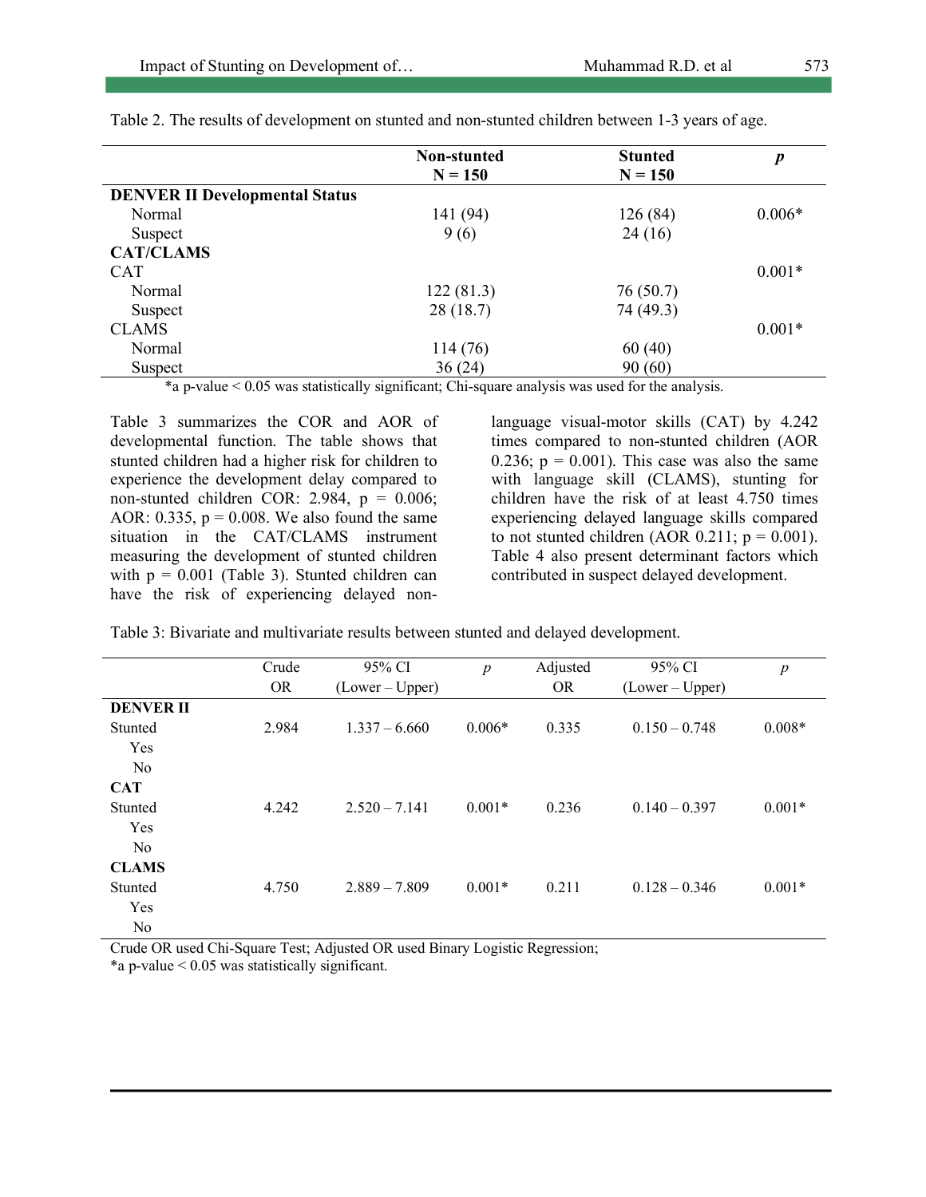Table 2. The results of development on stunted and non-stunted children between 1-3 years of age.

| | Non-stunted N = 150 | Stunted N = 150 | *p* |
|---|---|---|---|
| **DENVER II Developmental Status** | | | |
| Normal | 141 (94) | 126 (84) | 0.006* |
| Suspect | 9 (6) | 24 (16) | |
| **CAT/CLAMS** | | | |
| CAT | | | 0.001* |
| Normal | 122 (81.3) | 76 (50.7) | |
| Suspect | 28 (18.7) | 74 (49.3) | |
| CLAMS | | | 0.001* |
| Normal | 114 (76) | 60 (40) | |
| Suspect | 36 (24) | 90 (60) | |

*a p-value < 0.05 was statistically significant; Chi-square analysis was used for the analysis.

Table 3 summarizes the COR and AOR of developmental function. The table shows that stunted children had a higher risk for children to experience the development delay compared to non-stunted children COR: 2.984, p = 0.006; AOR: 0.335, p = 0.008. We also found the same situation in the CAT/CLAMS instrument measuring the development of stunted children with p = 0.001 (Table 3). Stunted children can have the risk of experiencing delayed non-language visual-motor skills (CAT) by 4.242 times compared to non-stunted children (AOR 0.236; p = 0.001). This case was also the same with language skill (CLAMS), stunting for children have the risk of at least 4.750 times experiencing delayed language skills compared to not stunted children (AOR 0.211; p = 0.001). Table 4 also present determinant factors which contributed in suspect delayed development.

Table 3: Bivariate and multivariate results between stunted and delayed development.

| | Crude OR | 95% CI (Lower – Upper) | *p* | Adjusted OR | 95% CI (Lower – Upper) | *p* |
|---|---|---|---|---|---|---|
| **DENVER II** | | | | | | |
| Stunted | 2.984 | 1.337 – 6.660 | 0.006* | 0.335 | 0.150 – 0.748 | 0.008* |
| Yes | | | | | | |
| No | | | | | | |
| **CAT** | | | | | | |
| Stunted | 4.242 | 2.520 – 7.141 | 0.001* | 0.236 | 0.140 – 0.397 | 0.001* |
| Yes | | | | | | |
| No | | | | | | |
| **CLAMS** | | | | | | |
| Stunted | 4.750 | 2.889 – 7.809 | 0.001* | 0.211 | 0.128 – 0.346 | 0.001* |
| Yes | | | | | | |
| No | | | | | | |

Crude OR used Chi-Square Test; Adjusted OR used Binary Logistic Regression;
*a p-value < 0.05 was statistically significant.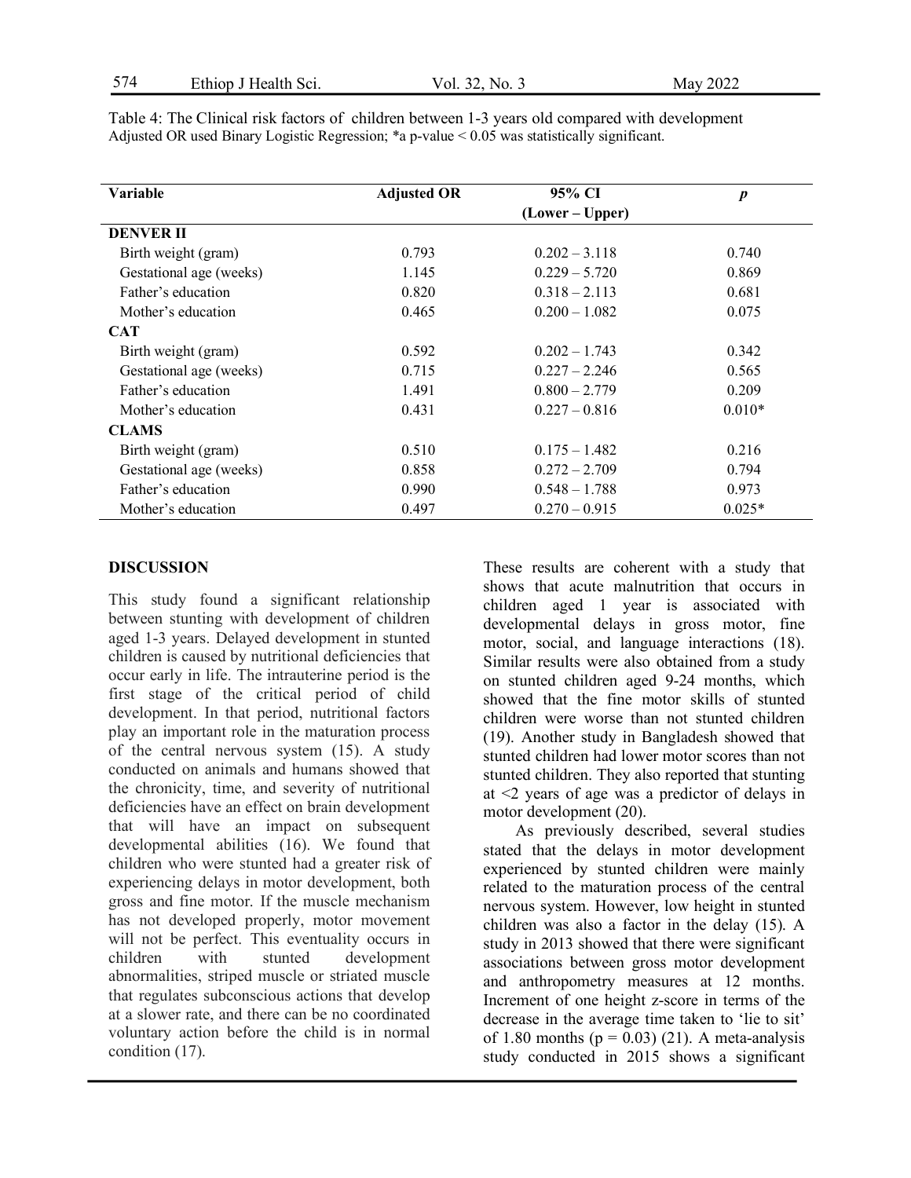Table 4: The Clinical risk factors of children between 1-3 years old compared with development
Adjusted OR used Binary Logistic Regression; *a p-value < 0.05 was statistically significant.

| Variable | Adjusted OR | 95% CI (Lower – Upper) | *p* |
|---|---|---|---|
| **DENVER II** | | | |
| Birth weight (gram) | 0.793 | 0.202 – 3.118 | 0.740 |
| Gestational age (weeks) | 1.145 | 0.229 – 5.720 | 0.869 |
| Father's education | 0.820 | 0.318 – 2.113 | 0.681 |
| Mother's education | 0.465 | 0.200 – 1.082 | 0.075 |
| **CAT** | | | |
| Birth weight (gram) | 0.592 | 0.202 – 1.743 | 0.342 |
| Gestational age (weeks) | 0.715 | 0.227 – 2.246 | 0.565 |
| Father's education | 1.491 | 0.800 – 2.779 | 0.209 |
| Mother's education | 0.431 | 0.227 – 0.816 | 0.010* |
| **CLAMS** | | | |
| Birth weight (gram) | 0.510 | 0.175 – 1.482 | 0.216 |
| Gestational age (weeks) | 0.858 | 0.272 – 2.709 | 0.794 |
| Father's education | 0.990 | 0.548 – 1.788 | 0.973 |
| Mother's education | 0.497 | 0.270 – 0.915 | 0.025* |

## DISCUSSION

This study found a significant relationship between stunting with development of children aged 1-3 years. Delayed development in stunted children is caused by nutritional deficiencies that occur early in life. The intrauterine period is the first stage of the critical period of child development. In that period, nutritional factors play an important role in the maturation process of the central nervous system (15). A study conducted on animals and humans showed that the chronicity, time, and severity of nutritional deficiencies have an effect on brain development that will have an impact on subsequent developmental abilities (16). We found that children who were stunted had a greater risk of experiencing delays in motor development, both gross and fine motor. If the muscle mechanism has not developed properly, motor movement will not be perfect. This eventuality occurs in children with stunted development abnormalities, striped muscle or striated muscle that regulates subconscious actions that develop at a slower rate, and there can be no coordinated voluntary action before the child is in normal condition (17).

These results are coherent with a study that shows that acute malnutrition that occurs in children aged 1 year is associated with developmental delays in gross motor, fine motor, social, and language interactions (18). Similar results were also obtained from a study on stunted children aged 9-24 months, which showed that the fine motor skills of stunted children were worse than not stunted children (19). Another study in Bangladesh showed that stunted children had lower motor scores than not stunted children. They also reported that stunting at <2 years of age was a predictor of delays in motor development (20).

As previously described, several studies stated that the delays in motor development experienced by stunted children were mainly related to the maturation process of the central nervous system. However, low height in stunted children was also a factor in the delay (15). A study in 2013 showed that there were significant associations between gross motor development and anthropometry measures at 12 months. Increment of one height z-score in terms of the decrease in the average time taken to 'lie to sit' of 1.80 months ($p = 0.03$) (21). A meta-analysis study conducted in 2015 shows a significant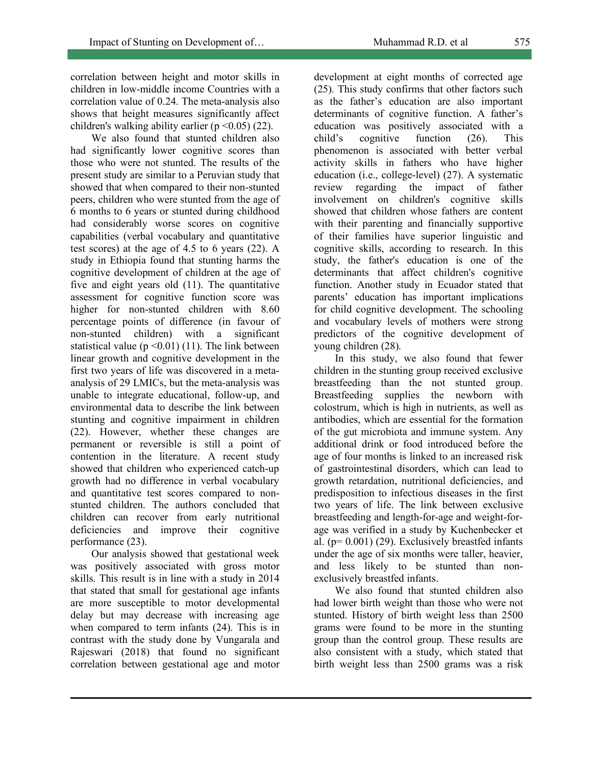correlation between height and motor skills in children in low-middle income Countries with a correlation value of 0.24. The meta-analysis also shows that height measures significantly affect children's walking ability earlier ($p < 0.05$) (22).

We also found that stunted children also had significantly lower cognitive scores than those who were not stunted. The results of the present study are similar to a Peruvian study that showed that when compared to their non-stunted peers, children who were stunted from the age of 6 months to 6 years or stunted during childhood had considerably worse scores on cognitive capabilities (verbal vocabulary and quantitative test scores) at the age of 4.5 to 6 years (22). A study in Ethiopia found that stunting harms the cognitive development of children at the age of five and eight years old (11). The quantitative assessment for cognitive function score was higher for non-stunted children with 8.60 percentage points of difference (in favour of non-stunted children) with a significant statistical value ($p < 0.01$) (11). The link between linear growth and cognitive development in the first two years of life was discovered in a meta-analysis of 29 LMICs, but the meta-analysis was unable to integrate educational, follow-up, and environmental data to describe the link between stunting and cognitive impairment in children (22). However, whether these changes are permanent or reversible is still a point of contention in the literature. A recent study showed that children who experienced catch-up growth had no difference in verbal vocabulary and quantitative test scores compared to non-stunted children. The authors concluded that children can recover from early nutritional deficiencies and improve their cognitive performance (23).

Our analysis showed that gestational week was positively associated with gross motor skills. This result is in line with a study in 2014 that stated that small for gestational age infants are more susceptible to motor developmental delay but may decrease with increasing age when compared to term infants (24). This is in contrast with the study done by Vungarala and Rajeswari (2018) that found no significant correlation between gestational age and motor development at eight months of corrected age (25). This study confirms that other factors such as the father's education are also important determinants of cognitive function. A father's education was positively associated with a child's cognitive function (26). This phenomenon is associated with better verbal activity skills in fathers who have higher education (i.e., college-level) (27). A systematic review regarding the impact of father involvement on children's cognitive skills showed that children whose fathers are content with their parenting and financially supportive of their families have superior linguistic and cognitive skills, according to research. In this study, the father's education is one of the determinants that affect children's cognitive function. Another study in Ecuador stated that parents' education has important implications for child cognitive development. The schooling and vocabulary levels of mothers were strong predictors of the cognitive development of young children (28).

In this study, we also found that fewer children in the stunting group received exclusive breastfeeding than the not stunted group. Breastfeeding supplies the newborn with colostrum, which is high in nutrients, as well as antibodies, which are essential for the formation of the gut microbiota and immune system. Any additional drink or food introduced before the age of four months is linked to an increased risk of gastrointestinal disorders, which can lead to growth retardation, nutritional deficiencies, and predisposition to infectious diseases in the first two years of life. The link between exclusive breastfeeding and length-for-age and weight-for-age was verified in a study by Kuchenbecker et al. ($p = 0.001$) (29). Exclusively breastfed infants under the age of six months were taller, heavier, and less likely to be stunted than non-exclusively breastfed infants.

We also found that stunted children also had lower birth weight than those who were not stunted. History of birth weight less than 2500 grams were found to be more in the stunting group than the control group. These results are also consistent with a study, which stated that birth weight less than 2500 grams was a risk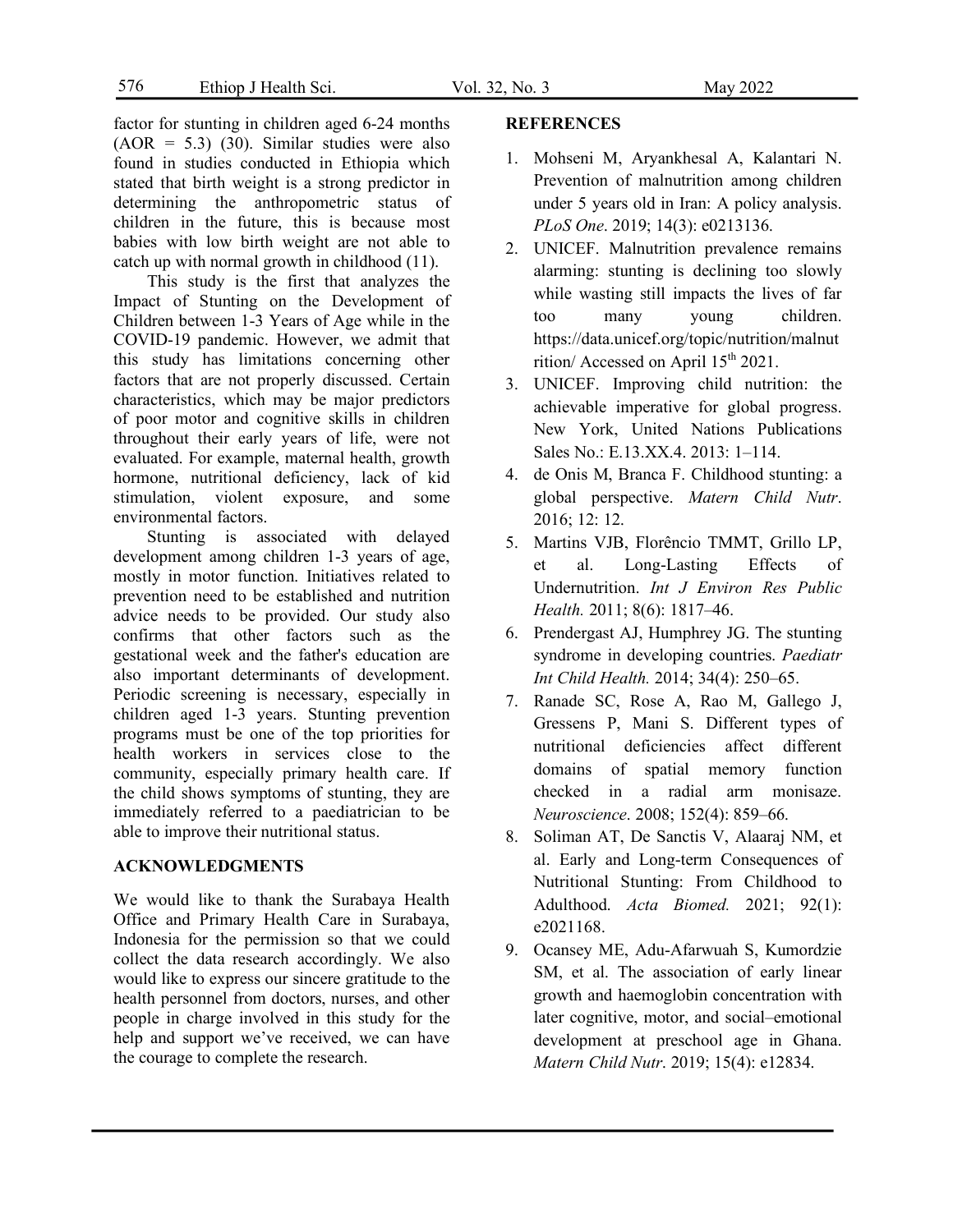factor for stunting in children aged 6-24 months (AOR = 5.3) (30). Similar studies were also found in studies conducted in Ethiopia which stated that birth weight is a strong predictor in determining the anthropometric status of children in the future, this is because most babies with low birth weight are not able to catch up with normal growth in childhood (11).

This study is the first that analyzes the Impact of Stunting on the Development of Children between 1-3 Years of Age while in the COVID-19 pandemic. However, we admit that this study has limitations concerning other factors that are not properly discussed. Certain characteristics, which may be major predictors of poor motor and cognitive skills in children throughout their early years of life, were not evaluated. For example, maternal health, growth hormone, nutritional deficiency, lack of kid stimulation, violent exposure, and some environmental factors.

Stunting is associated with delayed development among children 1-3 years of age, mostly in motor function. Initiatives related to prevention need to be established and nutrition advice needs to be provided. Our study also confirms that other factors such as the gestational week and the father's education are also important determinants of development. Periodic screening is necessary, especially in children aged 1-3 years. Stunting prevention programs must be one of the top priorities for health workers in services close to the community, especially primary health care. If the child shows symptoms of stunting, they are immediately referred to a paediatrician to be able to improve their nutritional status.

## ACKNOWLEDGMENTS

We would like to thank the Surabaya Health Office and Primary Health Care in Surabaya, Indonesia for the permission so that we could collect the data research accordingly. We also would like to express our sincere gratitude to the health personnel from doctors, nurses, and other people in charge involved in this study for the help and support we've received, we can have the courage to complete the research.

## REFERENCES

1. Mohseni M, Aryankhesal A, Kalantari N. Prevention of malnutrition among children under 5 years old in Iran: A policy analysis. *PLoS One*. 2019; 14(3): e0213136.
2. UNICEF. Malnutrition prevalence remains alarming: stunting is declining too slowly while wasting still impacts the lives of far too many young children. https://data.unicef.org/topic/nutrition/malnutrition/ Accessed on April 15th 2021.
3. UNICEF. Improving child nutrition: the achievable imperative for global progress. New York, United Nations Publications Sales No.: E.13.XX.4. 2013: 1–114.
4. de Onis M, Branca F. Childhood stunting: a global perspective. *Matern Child Nutr*. 2016; 12: 12.
5. Martins VJB, Florêncio TMMT, Grillo LP, et al. Long-Lasting Effects of Undernutrition. *Int J Environ Res Public Health.* 2011; 8(6): 1817–46.
6. Prendergast AJ, Humphrey JG. The stunting syndrome in developing countries. *Paediatr Int Child Health.* 2014; 34(4): 250–65.
7. Ranade SC, Rose A, Rao M, Gallego J, Gressens P, Mani S. Different types of nutritional deficiencies affect different domains of spatial memory function checked in a radial arm monisaze. *Neuroscience*. 2008; 152(4): 859–66.
8. Soliman AT, De Sanctis V, Alaaraj NM, et al. Early and Long-term Consequences of Nutritional Stunting: From Childhood to Adulthood. *Acta Biomed.* 2021; 92(1): e2021168.
9. Ocansey ME, Adu-Afarwuah S, Kumordzie SM, et al. The association of early linear growth and haemoglobin concentration with later cognitive, motor, and social–emotional development at preschool age in Ghana. *Matern Child Nutr*. 2019; 15(4): e12834.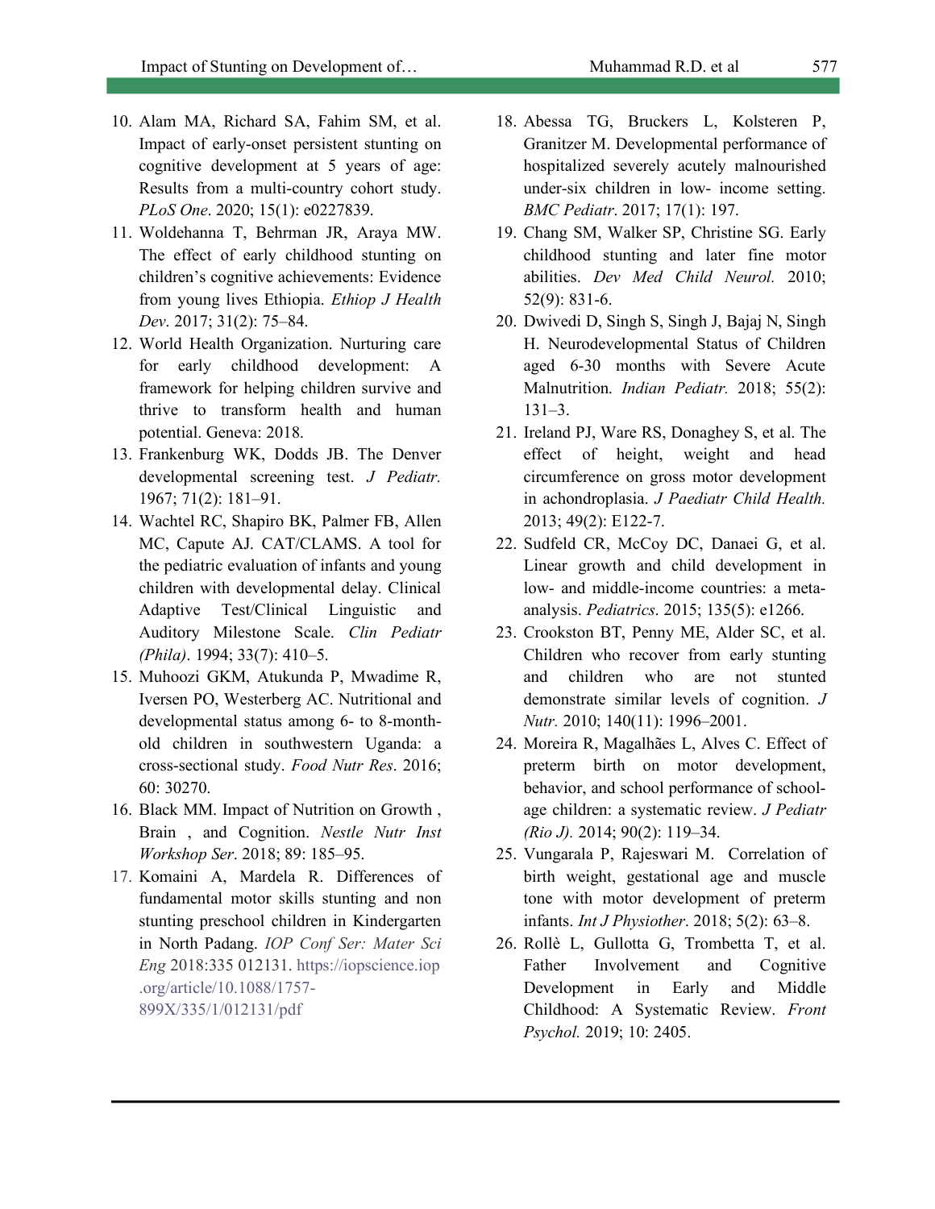10. Alam MA, Richard SA, Fahim SM, et al. Impact of early-onset persistent stunting on cognitive development at 5 years of age: Results from a multi-country cohort study. *PLoS One*. 2020; 15(1): e0227839.
11. Woldehanna T, Behrman JR, Araya MW. The effect of early childhood stunting on children's cognitive achievements: Evidence from young lives Ethiopia. *Ethiop J Health Dev*. 2017; 31(2): 75–84.
12. World Health Organization. Nurturing care for early childhood development: A framework for helping children survive and thrive to transform health and human potential. Geneva: 2018.
13. Frankenburg WK, Dodds JB. The Denver developmental screening test. *J Pediatr.* 1967; 71(2): 181–91.
14. Wachtel RC, Shapiro BK, Palmer FB, Allen MC, Capute AJ. CAT/CLAMS. A tool for the pediatric evaluation of infants and young children with developmental delay. Clinical Adaptive Test/Clinical Linguistic and Auditory Milestone Scale. *Clin Pediatr (Phila)*. 1994; 33(7): 410–5.
15. Muhoozi GKM, Atukunda P, Mwadime R, Iversen PO, Westerberg AC. Nutritional and developmental status among 6- to 8-month-old children in southwestern Uganda: a cross-sectional study. *Food Nutr Res*. 2016; 60: 30270.
16. Black MM. Impact of Nutrition on Growth , Brain , and Cognition. *Nestle Nutr Inst Workshop Ser*. 2018; 89: 185–95.
17. Komaini A, Mardela R. Differences of fundamental motor skills stunting and non stunting preschool children in Kindergarten in North Padang. *IOP Conf Ser: Mater Sci Eng* 2018:335 012131. https://iopscience.iop.org/article/10.1088/1757-899X/335/1/012131/pdf
18. Abessa TG, Bruckers L, Kolsteren P, Granitzer M. Developmental performance of hospitalized severely acutely malnourished under-six children in low- income setting. *BMC Pediatr*. 2017; 17(1): 197.
19. Chang SM, Walker SP, Christine SG. Early childhood stunting and later fine motor abilities. *Dev Med Child Neurol.* 2010; 52(9): 831-6.
20. Dwivedi D, Singh S, Singh J, Bajaj N, Singh H. Neurodevelopmental Status of Children aged 6-30 months with Severe Acute Malnutrition. *Indian Pediatr.* 2018; 55(2): 131–3.
21. Ireland PJ, Ware RS, Donaghey S, et al. The effect of height, weight and head circumference on gross motor development in achondroplasia. *J Paediatr Child Health.* 2013; 49(2): E122-7.
22. Sudfeld CR, McCoy DC, Danaei G, et al. Linear growth and child development in low- and middle-income countries: a meta-analysis. *Pediatrics*. 2015; 135(5): e1266.
23. Crookston BT, Penny ME, Alder SC, et al. Children who recover from early stunting and children who are not stunted demonstrate similar levels of cognition. *J Nutr.* 2010; 140(11): 1996–2001.
24. Moreira R, Magalhães L, Alves C. Effect of preterm birth on motor development, behavior, and school performance of school-age children: a systematic review. *J Pediatr (Rio J).* 2014; 90(2): 119–34.
25. Vungarala P, Rajeswari M. Correlation of birth weight, gestational age and muscle tone with motor development of preterm infants. *Int J Physiother*. 2018; 5(2): 63–8.
26. Rollè L, Gullotta G, Trombetta T, et al. Father Involvement and Cognitive Development in Early and Middle Childhood: A Systematic Review. *Front Psychol.* 2019; 10: 2405.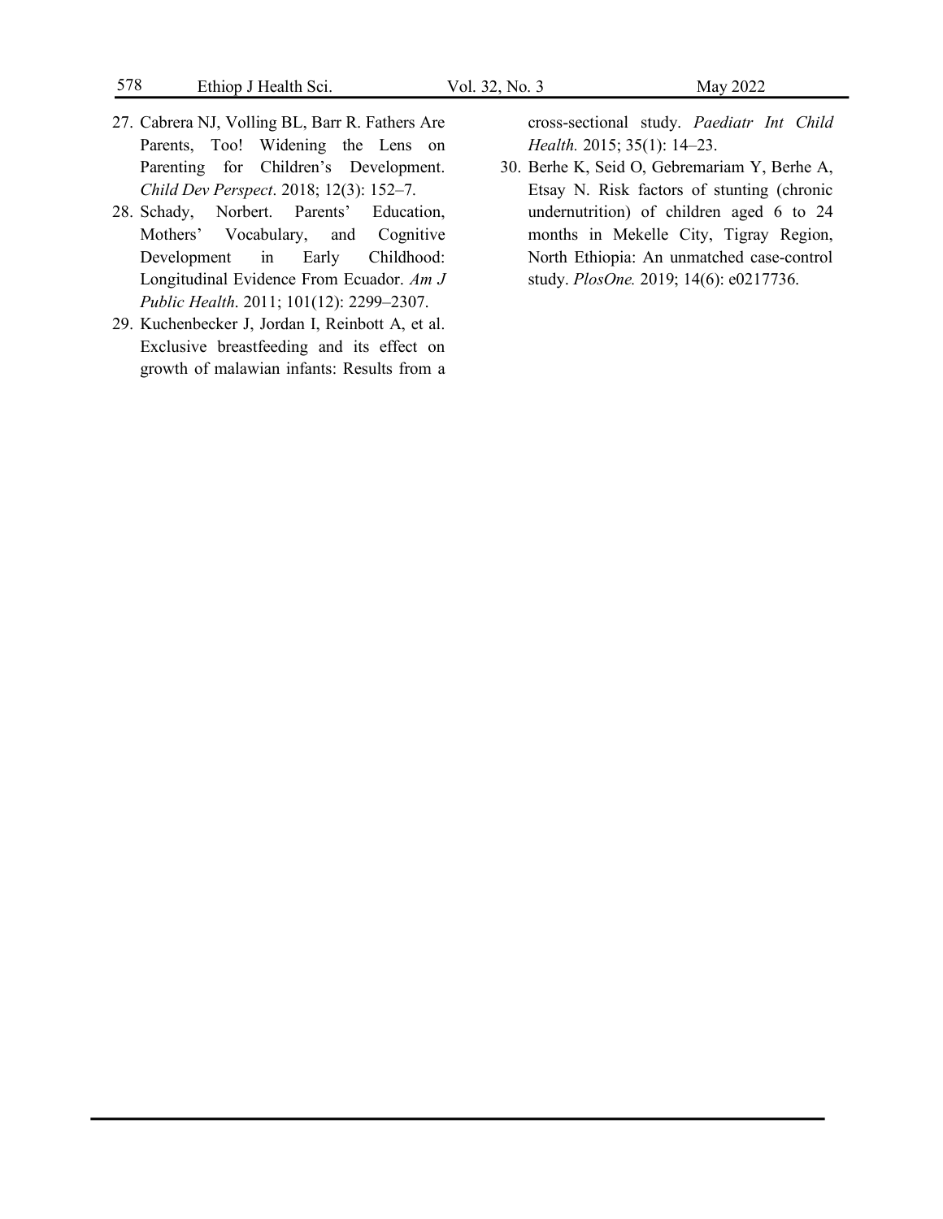27. Cabrera NJ, Volling BL, Barr R. Fathers Are Parents, Too! Widening the Lens on Parenting for Children's Development. *Child Dev Perspect*. 2018; 12(3): 152–7.
28. Schady, Norbert. Parents' Education, Mothers' Vocabulary, and Cognitive Development in Early Childhood: Longitudinal Evidence From Ecuador. *Am J Public Health*. 2011; 101(12): 2299–2307.
29. Kuchenbecker J, Jordan I, Reinbott A, et al. Exclusive breastfeeding and its effect on growth of malawian infants: Results from a cross-sectional study. *Paediatr Int Child Health.* 2015; 35(1): 14–23.
30. Berhe K, Seid O, Gebremariam Y, Berhe A, Etsay N. Risk factors of stunting (chronic undernutrition) of children aged 6 to 24 months in Mekelle City, Tigray Region, North Ethiopia: An unmatched case-control study. *PlosOne.* 2019; 14(6): e0217736.